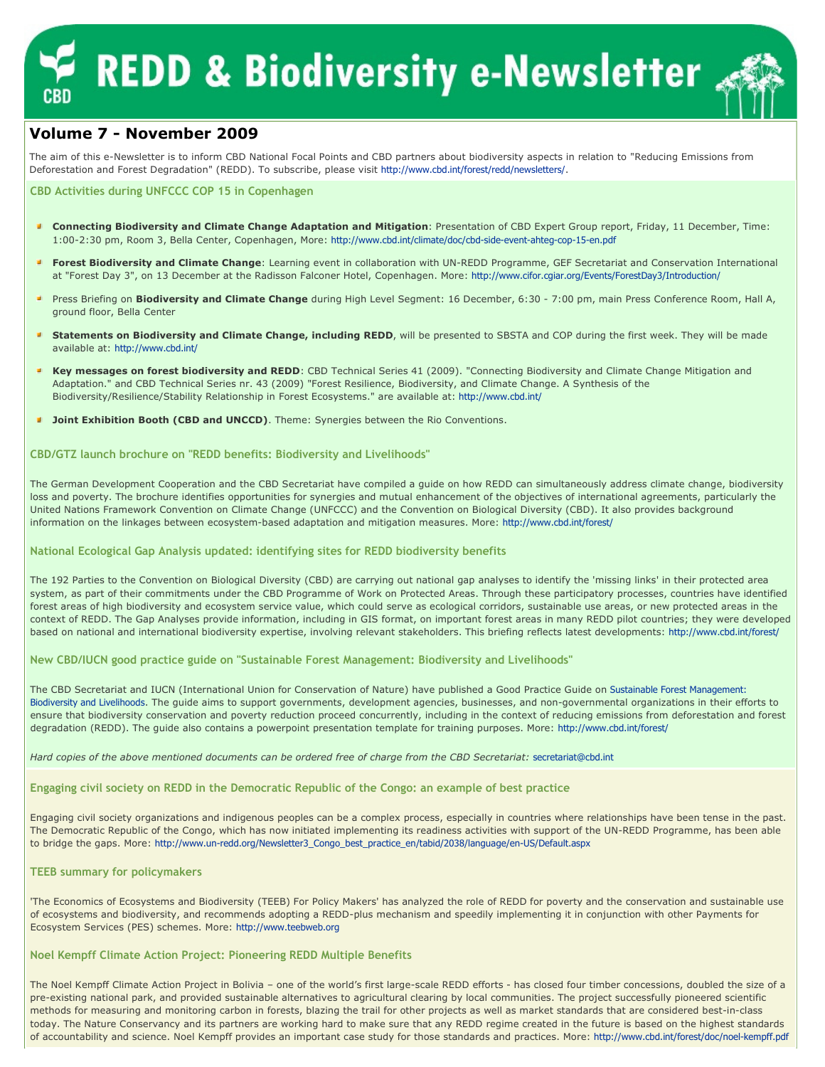# REDD & Biodiversity e-Newsletter

## Volume 7 - November 2009

The aim of this e-Newsletter is to inform CBD National Focal Points and CBD partners about biodiversity aspects in relation to "Reducing Emissions from Deforestation and Forest Degradation" (REDD). To subscribe, please visit http://www.cbd.int/forest/redd/newsletters/.

### CBD Activities during UNFCCC COP 15 in Copenhagen

- **Connecting Biodiversity and Climate Change Adaptation and Mitigation**: Presentation of CBD Expert Group report, Friday, 11 December, Time: 1:00-2:30 pm, Room 3, Bella Center, Copenhagen, More: http://www.cbd.int/climate/doc/cbd-side-event-ahteg-cop-15-en.pdf
- **Forest Biodiversity and Climate Change**: Learning event in collaboration with UN-REDD Programme, GEF Secretariat and Conservation International at "Forest Day 3", on 13 December at the Radisson Falconer Hotel, Copenhagen. More: http://www.cifor.cgiar.org/Events/ForestDay3/Introduction/
- Press Briefing on **Biodiversity and Climate Change** during High Level Segment: 16 December, 6:30 - 7:00 pm, main Press Conference Room, Hall A, ground floor, Bella Center
- **Statements on Biodiversity and Climate Change, including REDD**, will be presented to SBSTA and COP during the first week. They will be made available at: http://www.cbd.int/
- **Key messages on forest biodiversity and REDD**: CBD Technical Series 41 (2009). "Connecting Biodiversity and Climate Change Mitigation and Adaptation." and CBD Technical Series nr. 43 (2009) "Forest Resilience, Biodiversity, and Climate Change. A Synthesis of the Biodiversity/Resilience/Stability Relationship in Forest Ecosystems." are available at: http://www.cbd.int/
- **Joint Exhibition Booth (CBD and UNCCD)**. Theme: Synergies between the Rio Conventions.

### CBD/GTZ launch brochure on "REDD benefits: Biodiversity and Livelihoods"

The German Development Cooperation and the CBD Secretariat have compiled a guide on how REDD can simultaneously address climate change, biodiversity loss and poverty. The brochure identifies opportunities for synergies and mutual enhancement of the objectives of international agreements, particularly the United Nations Framework Convention on Climate Change (UNFCCC) and the Convention on Biological Diversity (CBD). It also provides background information on the linkages between ecosystem-based adaptation and mitigation measures. More: http://www.cbd.int/forest/

### National Ecological Gap Analysis updated: identifying sites for REDD biodiversity benefits

The 192 Parties to the Convention on Biological Diversity (CBD) are carrying out national gap analyses to identify the 'missing links' in their protected area system, as part of their commitments under the CBD Programme of Work on Protected Areas. Through these participatory processes, countries have identified forest areas of high biodiversity and ecosystem service value, which could serve as ecological corridors, sustainable use areas, or new protected areas in the context of REDD. The Gap Analyses provide information, including in GIS format, on important forest areas in many REDD pilot countries; they were developed based on national and international biodiversity expertise, involving relevant stakeholders. This briefing reflects latest developments: http://www.cbd.int/forest/

### New CBD/IUCN good practice guide on "Sustainable Forest Management: Biodiversity and Livelihoods"

The CBD Secretariat and IUCN (International Union for Conservation of Nature) have published a Good Practice Guide on Sustainable Forest Management: Biodiversity and Livelihoods. The guide aims to support governments, development agencies, businesses, and non-governmental organizations in their efforts to ensure that biodiversity conservation and poverty reduction proceed concurrently, including in the context of reducing emissions from deforestation and forest degradation (REDD). The guide also contains a powerpoint presentation template for training purposes. More: http://www.cbd.int/forest/

*Hard copies of the above mentioned documents can be ordered free of charge from the CBD Secretariat:* secretariat@cbd.int

### Engaging civil society on REDD in the Democratic Republic of the Congo: an example of best practice

Engaging civil society organizations and indigenous peoples can be a complex process, especially in countries where relationships have been tense in the past. The Democratic Republic of the Congo, which has now initiated implementing its readiness activities with support of the UN-REDD Programme, has been able to bridge the gaps. More: http://www.un-redd.org/Newsletter3_Congo_best_practice_en/tabid/2038/language/en-US/Default.aspx

### TEEB summary for policymakers

'The Economics of Ecosystems and Biodiversity (TEEB) For Policy Makers' has analyzed the role of REDD for poverty and the conservation and sustainable use of ecosystems and biodiversity, and recommends adopting a REDD-plus mechanism and speedily implementing it in conjunction with other Payments for Ecosystem Services (PES) schemes. More: http://www.teebweb.org

### Noel Kempff Climate Action Project: Pioneering REDD Multiple Benefits

The Noel Kempff Climate Action Project in Bolivia – one of the world's first large-scale REDD efforts - has closed four timber concessions, doubled the size of a pre-existing national park, and provided sustainable alternatives to agricultural clearing by local communities. The project successfully pioneered scientific methods for measuring and monitoring carbon in forests, blazing the trail for other projects as well as market standards that are considered best-in-class today. The Nature Conservancy and its partners are working hard to make sure that any REDD regime created in the future is based on the highest standards of accountability and science. Noel Kempff provides an important case study for those standards and practices. More: http://www.cbd.int/forest/doc/noel-kempff.pdf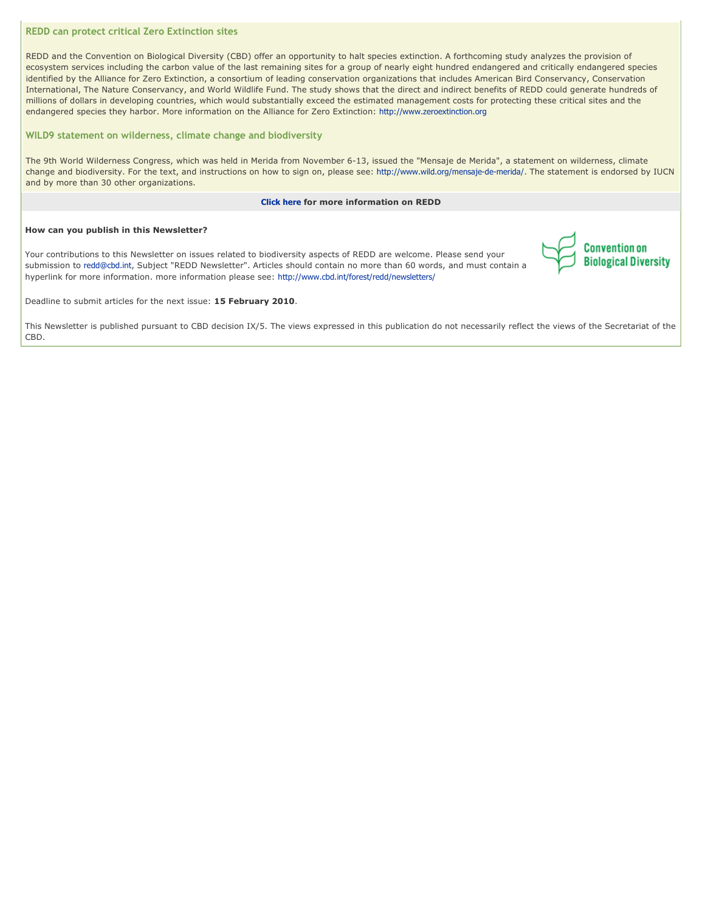### REDD can protect critical Zero Extinction sites

REDD and the Convention on Biological Diversity (CBD) offer an opportunity to halt species extinction. A forthcoming study analyzes the provision of ecosystem services including the carbon value of the last remaining sites for a group of nearly eight hundred endangered and critically endangered species identified by the Alliance for Zero Extinction, a consortium of leading conservation organizations that includes American Bird Conservancy, Conservation International, The Nature Conservancy, and World Wildlife Fund. The study shows that the direct and indirect benefits of REDD could generate hundreds of millions of dollars in developing countries, which would substantially exceed the estimated management costs for protecting these critical sites and the endangered species they harbor. More information on the Alliance for Zero Extinction: http://www.zeroextinction.org

### WILD9 statement on wilderness, climate change and biodiversity

The 9th World Wilderness Congress, which was held in Merida from November 6-13, issued the "Mensaje de Merida", a statement on wilderness, climate change and biodiversity. For the text, and instructions on how to sign on, please see: http://www.wild.org/mensaje-de-merida/. The statement is endorsed by IUCN and by more than 30 other organizations.

**Click here for more information on REDD**

**How can you publish in this Newsletter?**

Your contributions to this Newsletter on issues related to biodiversity aspects of REDD are welcome. Please send your submission to redd@cbd.int, Subject "REDD Newsletter". Articles should contain no more than 60 words, and must contain a hyperlink for more information. more information please see: http://www.cbd.int/forest/redd/newsletters/

Convention on Biological Diversity

Deadline to submit articles for the next issue: **15 February 2010**.

This Newsletter is published pursuant to CBD decision IX/5. The views expressed in this publication do not necessarily reflect the views of the Secretariat of the CBD.